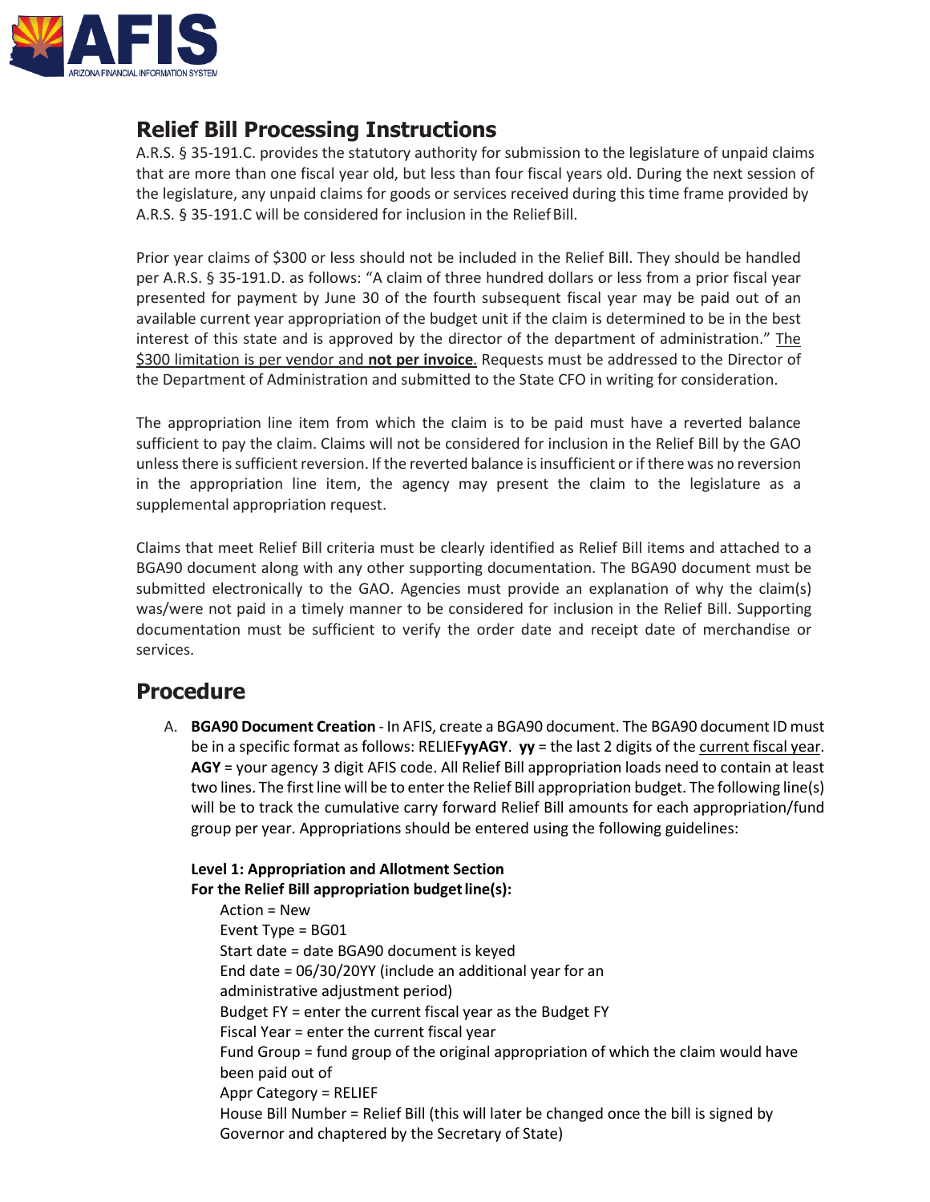## Relief Bill Processing Instructions

A.R.S. § 35-191.C. provides the statutory authority for submission to the legislature of unpaid claims that are more than one fiscal year old, but less than four fiscal years old. During the next session of the legislature, any unpaid claims for goods or services received during this time frame provided by A.R.S. § 35-191.C will be considered for inclusion in the Relief Bill.

Prior year claims of $300 or less should not be included in the Relief Bill. They should be handled per A.R.S. § 35-191.D. as follows: "A claim of three hundred dollars or less from a prior fiscal year presented for payment by June 30 of the fourth subsequent fiscal year may be paid out of an available current year appropriation of the budget unit if the claim is determined to be in the best interest of this state and is approved by the director of the department of administration." The $300 limitation is per vendor and **not per invoice**. Requests must be addressed to the Director of the Department of Administration and submitted to the State CFO in writing for consideration.

The appropriation line item from which the claim is to be paid must have a reverted balance sufficient to pay the claim. Claims will not be considered for inclusion in the Relief Bill by the GAO unless there is sufficient reversion. If the reverted balance is insufficient or if there was no reversion in the appropriation line item, the agency may present the claim to the legislature as a supplemental appropriation request.

Claims that meet Relief Bill criteria must be clearly identified as Relief Bill items and attached to a BGA90 document along with any other supporting documentation. The BGA90 document must be submitted electronically to the GAO. Agencies must provide an explanation of why the claim(s) was/were not paid in a timely manner to be considered for inclusion in the Relief Bill. Supporting documentation must be sufficient to verify the order date and receipt date of merchandise or services.

## Procedure

A. **BGA90 Document Creation** - In AFIS, create a BGA90 document. The BGA90 document ID must be in a specific format as follows: RELIEF**yyAGY**. **yy** = the last 2 digits of the current fiscal year. **AGY** = your agency 3 digit AFIS code. All Relief Bill appropriation loads need to contain at least two lines. The first line will be to enter the Relief Bill appropriation budget. The following line(s) will be to track the cumulative carry forward Relief Bill amounts for each appropriation/fund group per year. Appropriations should be entered using the following guidelines:

   **Level 1: Appropriation and Allotment Section**
   **For the Relief Bill appropriation budget line(s):**

   Action = New
   Event Type = BG01
   Start date = date BGA90 document is keyed
   End date = 06/30/20YY (include an additional year for an administrative adjustment period)
   Budget FY = enter the current fiscal year as the Budget FY
   Fiscal Year = enter the current fiscal year
   Fund Group = fund group of the original appropriation of which the claim would have been paid out of
   Appr Category = RELIEF
   House Bill Number = Relief Bill (this will later be changed once the bill is signed by Governor and chaptered by the Secretary of State)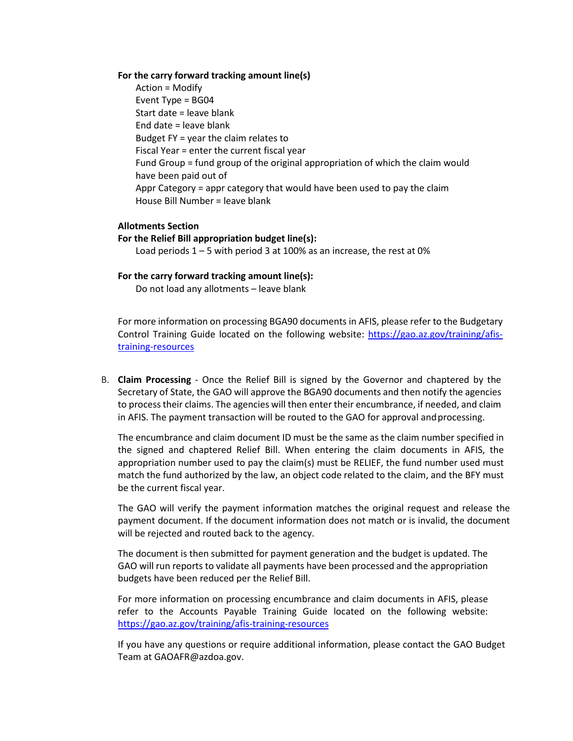**For the carry forward tracking amount line(s)**

Action = Modify
Event Type = BG04
Start date = leave blank
End date = leave blank
Budget FY = year the claim relates to
Fiscal Year = enter the current fiscal year
Fund Group = fund group of the original appropriation of which the claim would have been paid out of
Appr Category = appr category that would have been used to pay the claim
House Bill Number = leave blank

**Allotments Section**

**For the Relief Bill appropriation budget line(s):**

Load periods 1 – 5 with period 3 at 100% as an increase, the rest at 0%

**For the carry forward tracking amount line(s):**

Do not load any allotments – leave blank

For more information on processing BGA90 documents in AFIS, please refer to the Budgetary Control Training Guide located on the following website: [https://gao.az.gov/training/afis-training-resources](https://gao.az.gov/training/afis-training-resources)

B. **Claim Processing** - Once the Relief Bill is signed by the Governor and chaptered by the Secretary of State, the GAO will approve the BGA90 documents and then notify the agencies to process their claims. The agencies will then enter their encumbrance, if needed, and claim in AFIS. The payment transaction will be routed to the GAO for approval and processing.

The encumbrance and claim document ID must be the same as the claim number specified in the signed and chaptered Relief Bill. When entering the claim documents in AFIS, the appropriation number used to pay the claim(s) must be RELIEF, the fund number used must match the fund authorized by the law, an object code related to the claim, and the BFY must be the current fiscal year.

The GAO will verify the payment information matches the original request and release the payment document. If the document information does not match or is invalid, the document will be rejected and routed back to the agency.

The document is then submitted for payment generation and the budget is updated. The GAO will run reports to validate all payments have been processed and the appropriation budgets have been reduced per the Relief Bill.

For more information on processing encumbrance and claim documents in AFIS, please refer to the Accounts Payable Training Guide located on the following website: [https://gao.az.gov/training/afis-training-resources](https://gao.az.gov/training/afis-training-resources)

If you have any questions or require additional information, please contact the GAO Budget Team at GAOAFR@azdoa.gov.